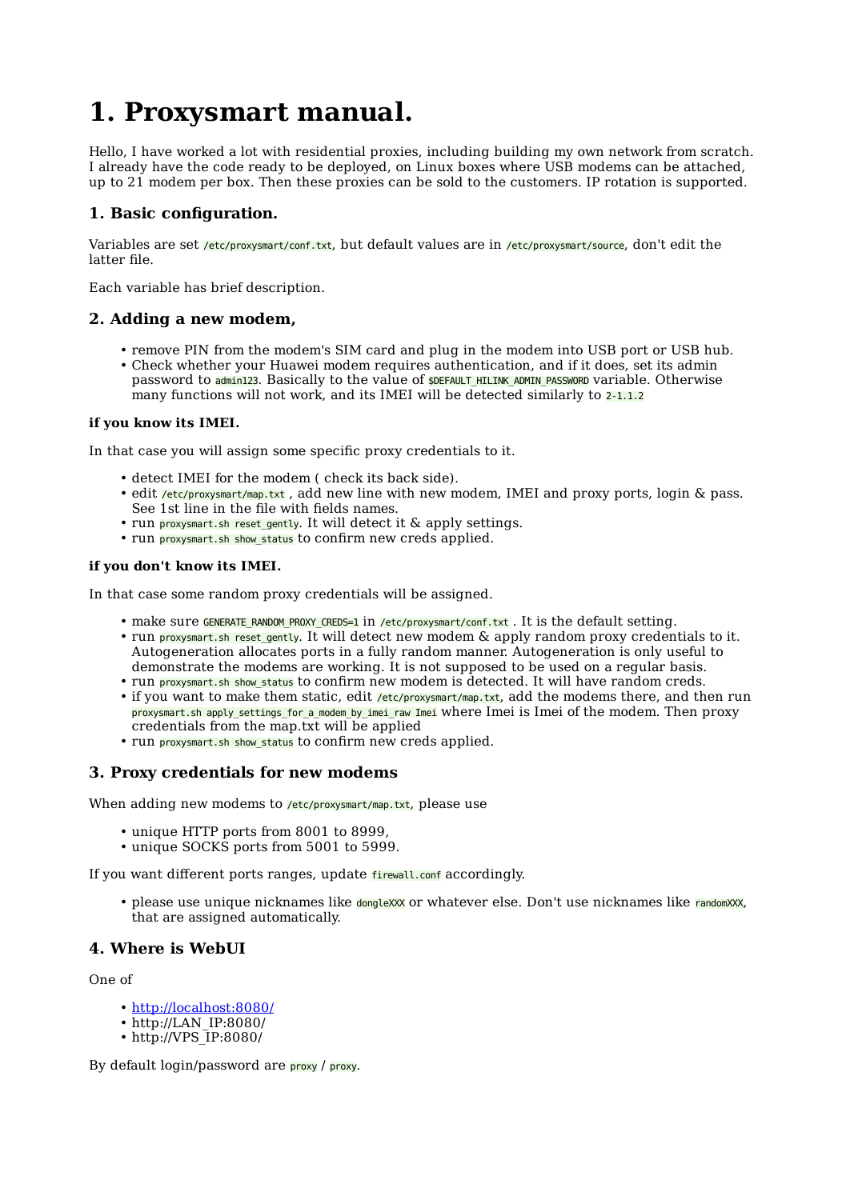# 1. Proxysmart manual.

Hello, I have worked a lot with residential proxies, including building my own network from scratch. I already have the code ready to be deployed, on Linux boxes where USB modems can be attached, up to 21 modem per box. Then these proxies can be sold to the customers. IP rotation is supported.

## 1. Basic configuration.

Variables are set `/etc/proxysmart/conf.txt`, but default values are in `/etc/proxysmart/source`, don't edit the latter file.

Each variable has brief description.

## 2. Adding a new modem,

- remove PIN from the modem's SIM card and plug in the modem into USB port or USB hub.
- Check whether your Huawei modem requires authentication, and if it does, set its admin password to `admin123`. Basically to the value of `$DEFAULT_HILINK_ADMIN_PASSWORD` variable. Otherwise many functions will not work, and its IMEI will be detected similarly to `2-1.1.2`

#### if you know its IMEI.

In that case you will assign some specific proxy credentials to it.

- detect IMEI for the modem ( check its back side).
- edit `/etc/proxysmart/map.txt` , add new line with new modem, IMEI and proxy ports, login & pass. See 1st line in the file with fields names.
- run `proxysmart.sh reset_gently`. It will detect it & apply settings.
- run `proxysmart.sh show_status` to confirm new creds applied.

#### if you don't know its IMEI.

In that case some random proxy credentials will be assigned.

- make sure `GENERATE_RANDOM_PROXY_CREDS=1` in `/etc/proxysmart/conf.txt` . It is the default setting.
- run `proxysmart.sh reset_gently`. It will detect new modem & apply random proxy credentials to it. Autogeneration allocates ports in a fully random manner. Autogeneration is only useful to demonstrate the modems are working. It is not supposed to be used on a regular basis.
- run `proxysmart.sh show_status` to confirm new modem is detected. It will have random creds.
- if you want to make them static, edit `/etc/proxysmart/map.txt`, add the modems there, and then run `proxysmart.sh apply_settings_for_a_modem_by_imei_raw Imei` where Imei is Imei of the modem. Then proxy credentials from the map.txt will be applied
- run `proxysmart.sh show_status` to confirm new creds applied.

## 3. Proxy credentials for new modems

When adding new modems to `/etc/proxysmart/map.txt`, please use

- unique HTTP ports from 8001 to 8999,
- unique SOCKS ports from 5001 to 5999.

If you want different ports ranges, update `firewall.conf` accordingly.

- please use unique nicknames like `dongleXXX` or whatever else. Don't use nicknames like `randomXXX`, that are assigned automatically.

## 4. Where is WebUI

One of

- http://localhost:8080/
- http://LAN_IP:8080/
- http://VPS_IP:8080/

By default login/password are `proxy` / `proxy`.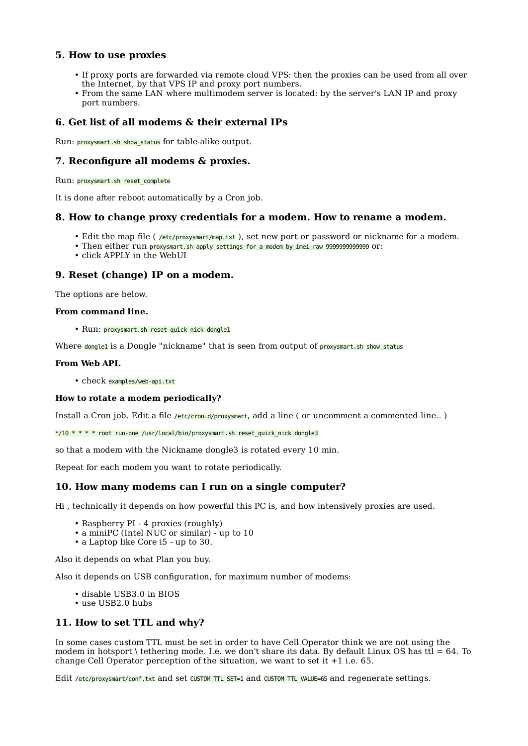## 5. How to use proxies

- If proxy ports are forwarded via remote cloud VPS: then the proxies can be used from all over the Internet, by that VPS IP and proxy port numbers.
- From the same LAN where multimodem server is located: by the server's LAN IP and proxy port numbers.

## 6. Get list of all modems & their external IPs

Run: `proxysmart.sh show_status` for table-alike output.

## 7. Reconfigure all modems & proxies.

Run: `proxysmart.sh reset_complete`

It is done after reboot automatically by a Cron job.

## 8. How to change proxy credentials for a modem. How to rename a modem.

- Edit the map file ( `/etc/proxysmart/map.txt` ), set new port or password or nickname for a modem.
- Then either run `proxysmart.sh apply_settings_for_a_modem_by_imei_raw 9999999999999` or:
- click APPLY in the WebUI

## 9. Reset (change) IP on a modem.

The options are below.

#### From command line.

- Run: `proxysmart.sh reset_quick_nick dongle1`

Where `dongle1` is a Dongle "nickname" that is seen from output of `proxysmart.sh show_status`

#### From Web API.

- check `examples/web-api.txt`

#### How to rotate a modem periodically?

Install a Cron job. Edit a file `/etc/cron.d/proxysmart`, add a line ( or uncomment a commented line.. )

```
*/10 * * * * root run-one /usr/local/bin/proxysmart.sh reset_quick_nick dongle3
```

so that a modem with the Nickname dongle3 is rotated every 10 min.

Repeat for each modem you want to rotate periodically.

## 10. How many modems can I run on a single computer?

Hi , technically it depends on how powerful this PC is, and how intensively proxies are used.

- Raspberry PI - 4 proxies (roughly)
- a miniPC (Intel NUC or similar) - up to 10
- a Laptop like Core i5 - up to 30.

Also it depends on what Plan you buy.

Also it depends on USB configuration, for maximum number of modems:

- disable USB3.0 in BIOS
- use USB2.0 hubs

## 11. How to set TTL and why?

In some cases custom TTL must be set in order to have Cell Operator think we are not using the modem in hotsport \ tethering mode. I.e. we don't share its data. By default Linux OS has ttl = 64. To change Cell Operator perception of the situation, we want to set it +1 i.e. 65.

Edit `/etc/proxysmart/conf.txt` and set `CUSTOM_TTL_SET=1` and `CUSTOM_TTL_VALUE=65` and regenerate settings.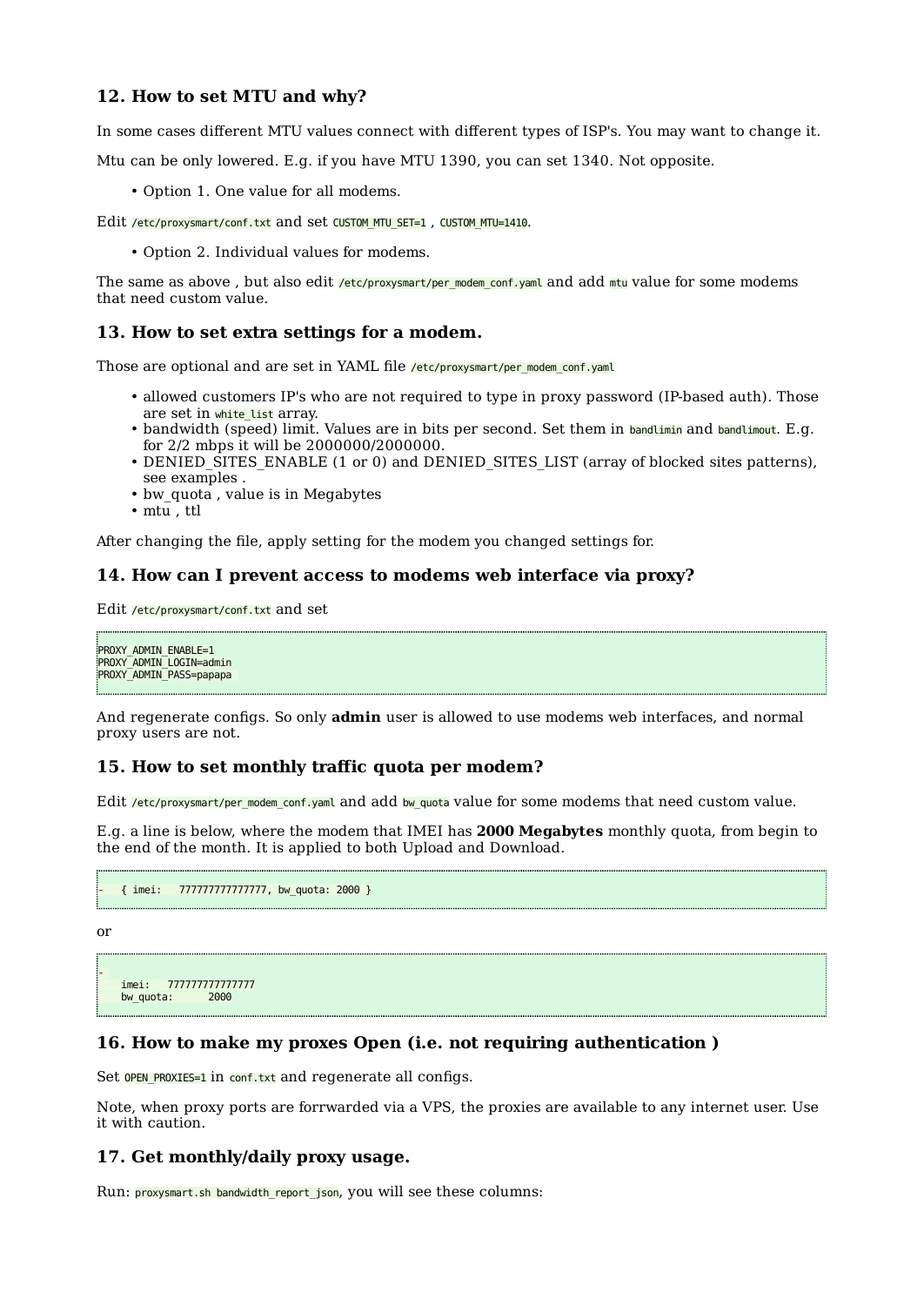### 12. How to set MTU and why?

In some cases different MTU values connect with different types of ISP's. You may want to change it.

Mtu can be only lowered. E.g. if you have MTU 1390, you can set 1340. Not opposite.

- Option 1. One value for all modems.

Edit `/etc/proxysmart/conf.txt` and set `CUSTOM_MTU_SET=1` , `CUSTOM_MTU=1410`.

- Option 2. Individual values for modems.

The same as above , but also edit `/etc/proxysmart/per_modem_conf.yaml` and add `mtu` value for some modems that need custom value.

### 13. How to set extra settings for a modem.

Those are optional and are set in YAML file `/etc/proxysmart/per_modem_conf.yaml`

- allowed customers IP's who are not required to type in proxy password (IP-based auth). Those are set in `white_list` array.
- bandwidth (speed) limit. Values are in bits per second. Set them in `bandlimin` and `bandlimout`. E.g. for 2/2 mbps it will be 2000000/2000000.
- DENIED_SITES_ENABLE (1 or 0) and DENIED_SITES_LIST (array of blocked sites patterns), see examples .
- bw_quota , value is in Megabytes
- mtu , ttl

After changing the file, apply setting for the modem you changed settings for.

### 14. How can I prevent access to modems web interface via proxy?

Edit `/etc/proxysmart/conf.txt` and set

```
PROXY_ADMIN_ENABLE=1
PROXY_ADMIN_LOGIN=admin
PROXY_ADMIN_PASS=papapa
```

And regenerate configs. So only **admin** user is allowed to use modems web interfaces, and normal proxy users are not.

### 15. How to set monthly traffic quota per modem?

Edit `/etc/proxysmart/per_modem_conf.yaml` and add `bw_quota` value for some modems that need custom value.

E.g. a line is below, where the modem that IMEI has **2000 Megabytes** monthly quota, from begin to the end of the month. It is applied to both Upload and Download.

```
-   { imei:   777777777777777, bw_quota: 2000 }
```

or

```
-
    imei:   777777777777777
    bw_quota:      2000
```

### 16. How to make my proxes Open (i.e. not requiring authentication )

Set `OPEN_PROXIES=1` in `conf.txt` and regenerate all configs.

Note, when proxy ports are forrwarded via a VPS, the proxies are available to any internet user. Use it with caution.

### 17. Get monthly/daily proxy usage.

Run: `proxysmart.sh bandwidth_report_json`, you will see these columns: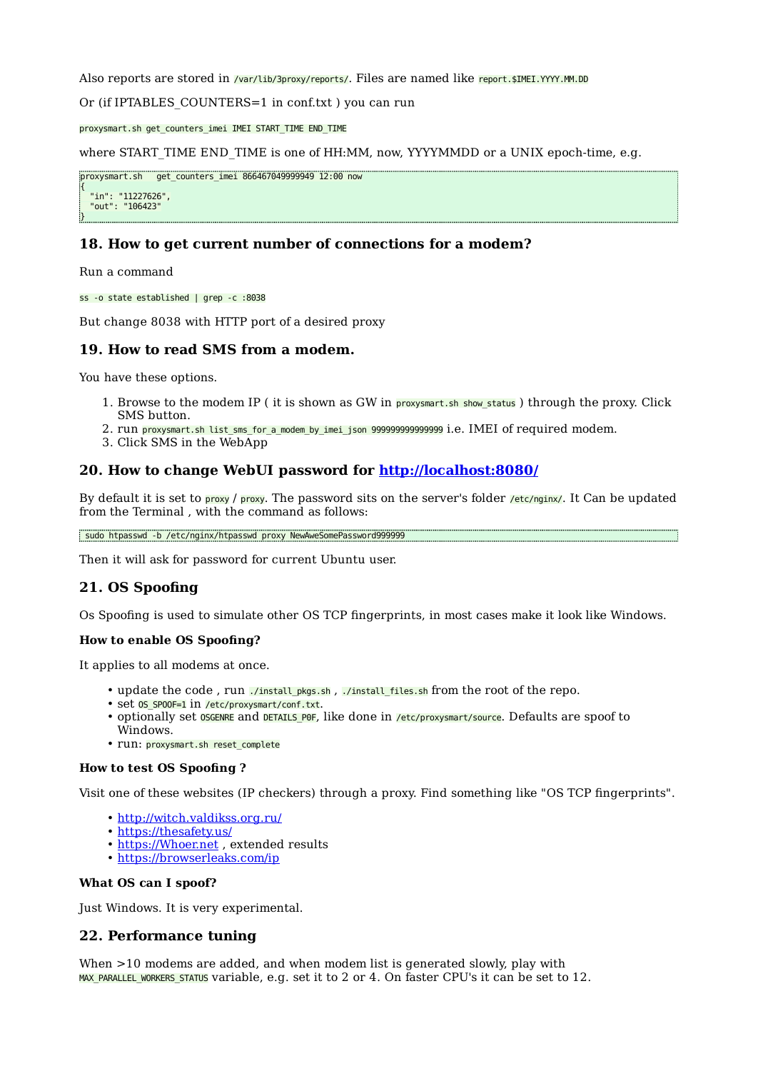Also reports are stored in `/var/lib/3proxy/reports/`. Files are named like `report.$IMEI.YYYY.MM.DD`

Or (if IPTABLES_COUNTERS=1 in conf.txt ) you can run

`proxysmart.sh get_counters_imei IMEI START_TIME END_TIME`

where START_TIME END_TIME is one of HH:MM, now, YYYYMMDD or a UNIX epoch-time, e.g.

```
proxysmart.sh   get_counters_imei 866467049999949 12:00 now
{
  "in": "11227626",
  "out": "106423"
}
```

## 18. How to get current number of connections for a modem?

Run a command

`ss -o state established | grep -c :8038`

But change 8038 with HTTP port of a desired proxy

## 19. How to read SMS from a modem.

You have these options.

1. Browse to the modem IP ( it is shown as GW in `proxysmart.sh show_status` ) through the proxy. Click SMS button.
2. run `proxysmart.sh list_sms_for_a_modem_by_imei_json 999999999999999` i.e. IMEI of required modem.
3. Click SMS in the WebApp

## 20. How to change WebUI password for [http://localhost:8080/](http://localhost:8080/)

By default it is set to `proxy` / `proxy`. The password sits on the server's folder `/etc/nginx/`. It Can be updated from the Terminal , with the command as follows:

```
 sudo htpasswd -b /etc/nginx/htpasswd proxy NewAweSomePassword999999
```

Then it will ask for password for current Ubuntu user.

## 21. OS Spoofing

Os Spoofing is used to simulate other OS TCP fingerprints, in most cases make it look like Windows.

### How to enable OS Spoofing?

It applies to all modems at once.

- update the code , run `./install_pkgs.sh` , `./install_files.sh` from the root of the repo.
- set `OS_SPOOF=1` in `/etc/proxysmart/conf.txt`.
- optionally set `OSGENRE` and `DETAILS_P0F`, like done in `/etc/proxysmart/source`. Defaults are spoof to Windows.
- run: `proxysmart.sh reset_complete`

### How to test OS Spoofing ?

Visit one of these websites (IP checkers) through a proxy. Find something like "OS TCP fingerprints".

- [http://witch.valdikss.org.ru/](http://witch.valdikss.org.ru/)
- [https://thesafety.us/](https://thesafety.us/)
- [https://Whoer.net](https://Whoer.net) , extended results
- [https://browserleaks.com/ip](https://browserleaks.com/ip)

### What OS can I spoof?

Just Windows. It is very experimental.

## 22. Performance tuning

When >10 modems are added, and when modem list is generated slowly, play with `MAX_PARALLEL_WORKERS_STATUS` variable, e.g. set it to 2 or 4. On faster CPU's it can be set to 12.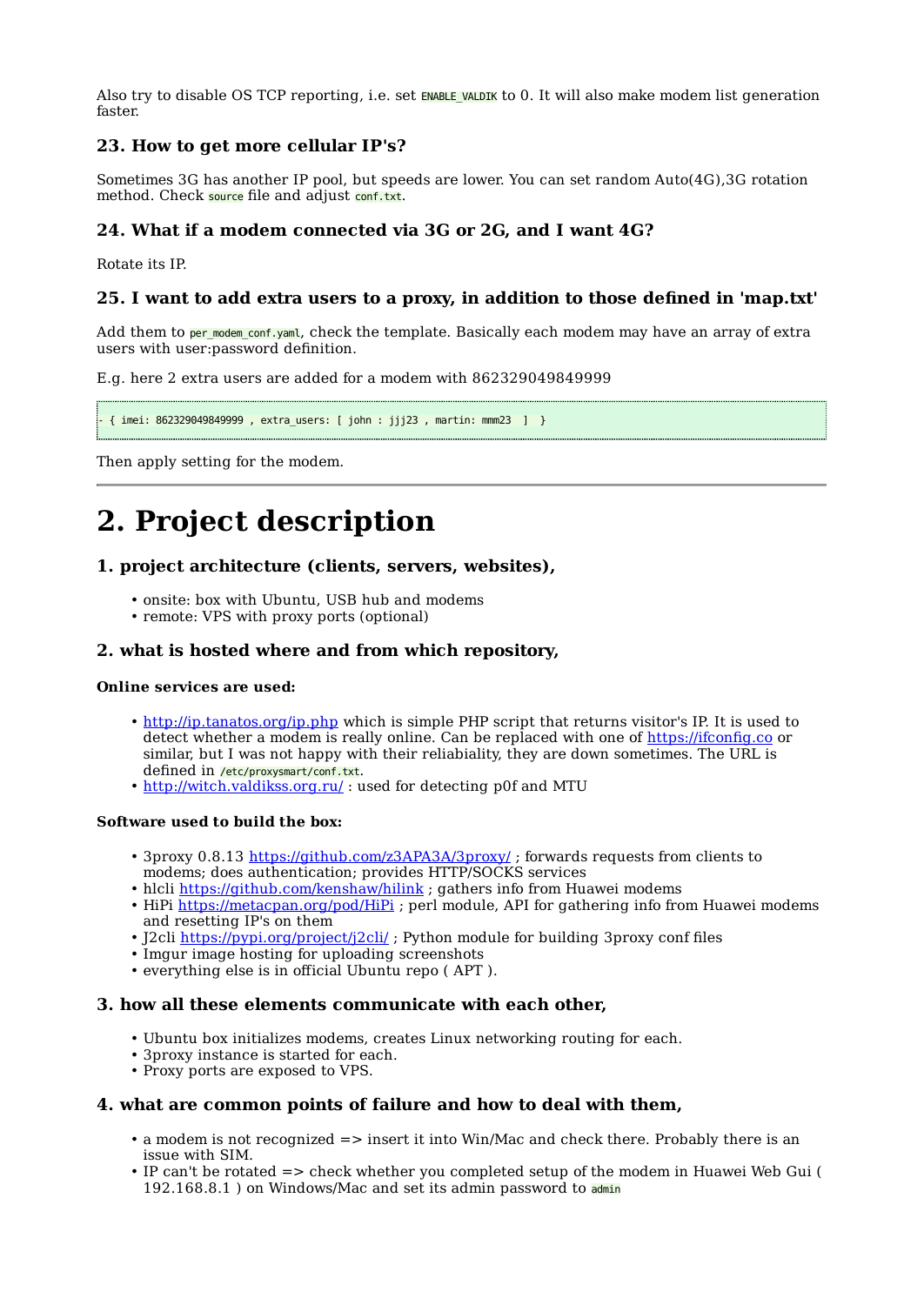Also try to disable OS TCP reporting, i.e. set `ENABLE_VALDIK` to 0. It will also make modem list generation faster.

### 23. How to get more cellular IP's?

Sometimes 3G has another IP pool, but speeds are lower. You can set random Auto(4G),3G rotation method. Check `source` file and adjust `conf.txt`.

### 24. What if a modem connected via 3G or 2G, and I want 4G?

Rotate its IP.

### 25. I want to add extra users to a proxy, in addition to those defined in 'map.txt'

Add them to `per_modem_conf.yaml`, check the template. Basically each modem may have an array of extra users with user:password definition.

E.g. here 2 extra users are added for a modem with 862329049849999

```
- { imei: 862329049849999 , extra_users: [ john : jjj23 , martin: mmm23  ]  }
```

Then apply setting for the modem.

---

# 2. Project description

### 1. project architecture (clients, servers, websites),

- onsite: box with Ubuntu, USB hub and modems
- remote: VPS with proxy ports (optional)

### 2. what is hosted where and from which repository,

#### Online services are used:

- http://ip.tanatos.org/ip.php which is simple PHP script that returns visitor's IP. It is used to detect whether a modem is really online. Can be replaced with one of https://ifconfig.co or similar, but I was not happy with their reliabiality, they are down sometimes. The URL is defined in `/etc/proxysmart/conf.txt`.
- http://witch.valdikss.org.ru/ : used for detecting p0f and MTU

#### Software used to build the box:

- 3proxy 0.8.13 https://github.com/z3APA3A/3proxy/ ; forwards requests from clients to modems; does authentication; provides HTTP/SOCKS services
- hlcli https://github.com/kenshaw/hilink ; gathers info from Huawei modems
- HiPi https://metacpan.org/pod/HiPi ; perl module, API for gathering info from Huawei modems and resetting IP's on them
- J2cli https://pypi.org/project/j2cli/ ; Python module for building 3proxy conf files
- Imgur image hosting for uploading screenshots
- everything else is in official Ubuntu repo ( APT ).

### 3. how all these elements communicate with each other,

- Ubuntu box initializes modems, creates Linux networking routing for each.
- 3proxy instance is started for each.
- Proxy ports are exposed to VPS.

### 4. what are common points of failure and how to deal with them,

- a modem is not recognized => insert it into Win/Mac and check there. Probably there is an issue with SIM.
- IP can't be rotated => check whether you completed setup of the modem in Huawei Web Gui ( 192.168.8.1 ) on Windows/Mac and set its admin password to `admin`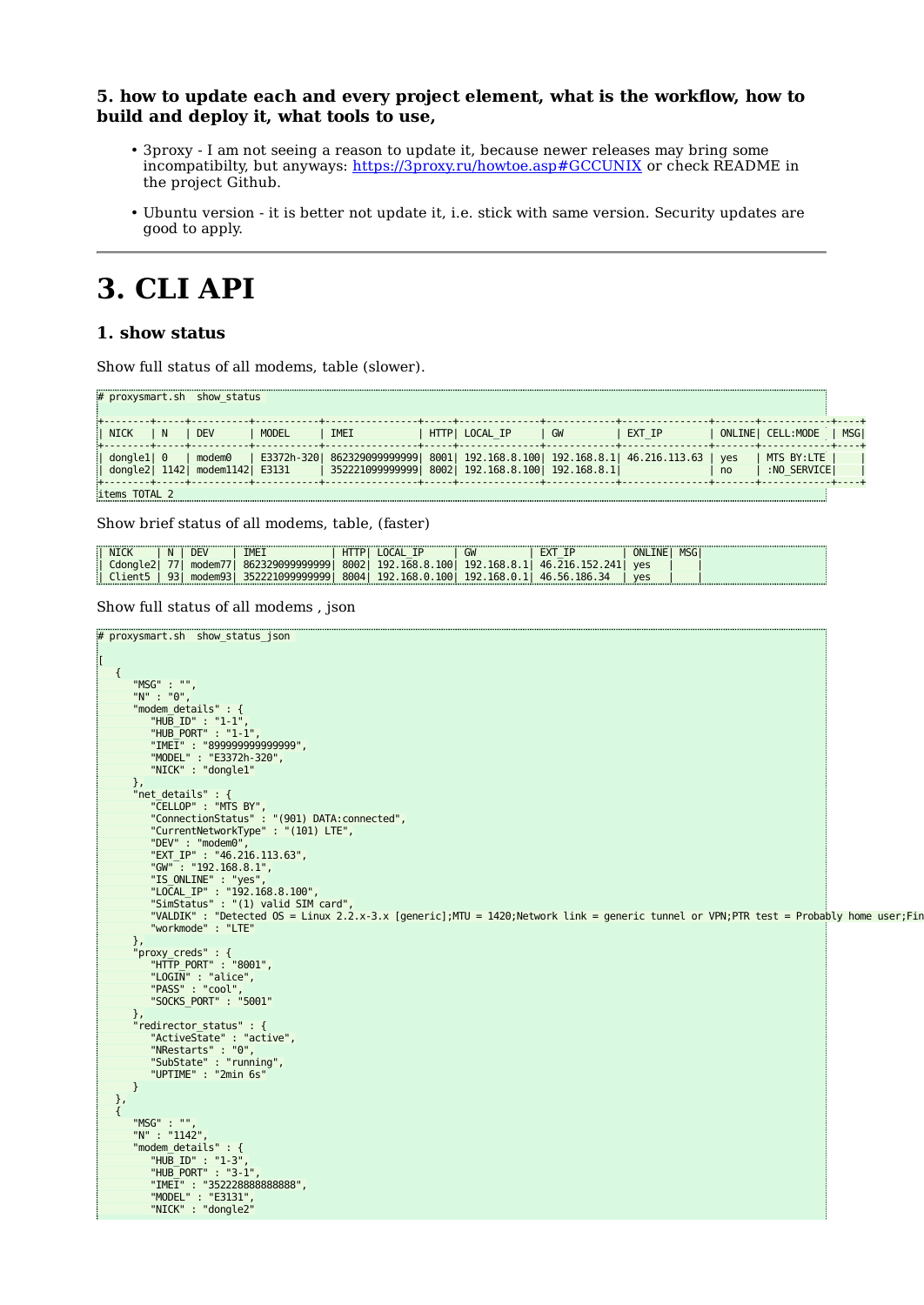#### 5. how to update each and every project element, what is the workflow, how to build and deploy it, what tools to use,

- 3proxy - I am not seeing a reason to update it, because newer releases may bring some incompatibilty, but anyways: https://3proxy.ru/howtoe.asp#GCCUNIX or check README in the project Github.
- Ubuntu version - it is better not update it, i.e. stick with same version. Security updates are good to apply.

---

# 3. CLI API

### 1. show status

Show full status of all modems, table (slower).

```
# proxysmart.sh  show_status

+--------+-----+----------+-----------+----------------+-----+--------------+------------+--------------+-------+------------+----+
| NICK   | N   | DEV      | MODEL     | IMEI           | HTTP| LOCAL_IP     | GW         | EXT_IP       | ONLINE| CELL:MODE  | MSG|
+--------+-----+----------+-----------+----------------+-----+--------------+------------+--------------+-------+------------+----+
| dongle1| 0   | modem0   | E3372h-320| 862329099999999| 8001| 192.168.8.100| 192.168.8.1| 46.216.113.63 | yes   | MTS BY:LTE |    |
| dongle2| 1142| modem1142| E3131     | 352221099999999| 8002| 192.168.8.100| 192.168.8.1|              | no    | :NO_SERVICE|    |
+--------+-----+----------+-----------+----------------+-----+--------------+------------+--------------+-------+------------+----+
items TOTAL 2
```

Show brief status of all modems, table, (faster)

```
| NICK     | N | DEV     | IMEI            | HTTP| LOCAL_IP     | GW         | EXT_IP        | ONLINE| MSG|
| Cdongle2| 77| modem77| 862329099999999| 8002| 192.168.8.100| 192.168.8.1| 46.216.152.241| yes   |    |
| Client5 | 93| modem93| 352221099999999| 8004| 192.168.0.100| 192.168.0.1| 46.56.186.34  | yes   |    |
```

Show full status of all modems , json

```
# proxysmart.sh  show_status_json

[
   {
      "MSG" : "",
      "N" : "0",
      "modem_details" : {
         "HUB_ID" : "1-1",
         "HUB_PORT" : "1-1",
         "IMEI" : "899999999999999",
         "MODEL" : "E3372h-320",
         "NICK" : "dongle1"
      },
      "net_details" : {
         "CELLOP" : "MTS BY",
         "ConnectionStatus" : "(901) DATA:connected",
         "CurrentNetworkType" : "(101) LTE",
         "DEV" : "modem0",
         "EXT_IP" : "46.216.113.63",
         "GW" : "192.168.8.1",
         "IS_ONLINE" : "yes",
         "LOCAL_IP" : "192.168.8.100",
         "SimStatus" : "(1) valid SIM card",
         "VALDIK" : "Detected OS = Linux 2.2.x-3.x [generic];MTU = 1420;Network link = generic tunnel or VPN;PTR test = Probably home user;Fin
         "workmode" : "LTE"
      },
      "proxy_creds" : {
         "HTTP_PORT" : "8001",
         "LOGIN" : "alice",
         "PASS" : "cool",
         "SOCKS_PORT" : "5001"
      },
      "redirector_status" : {
         "ActiveState" : "active",
         "NRestarts" : "0",
         "SubState" : "running",
         "UPTIME" : "2min 6s"
      }
   },
   {
      "MSG" : "",
      "N" : "1142",
      "modem_details" : {
         "HUB_ID" : "1-3",
         "HUB_PORT" : "3-1",
         "IMEI" : "352228888888888",
         "MODEL" : "E3131",
         "NICK" : "dongle2"
```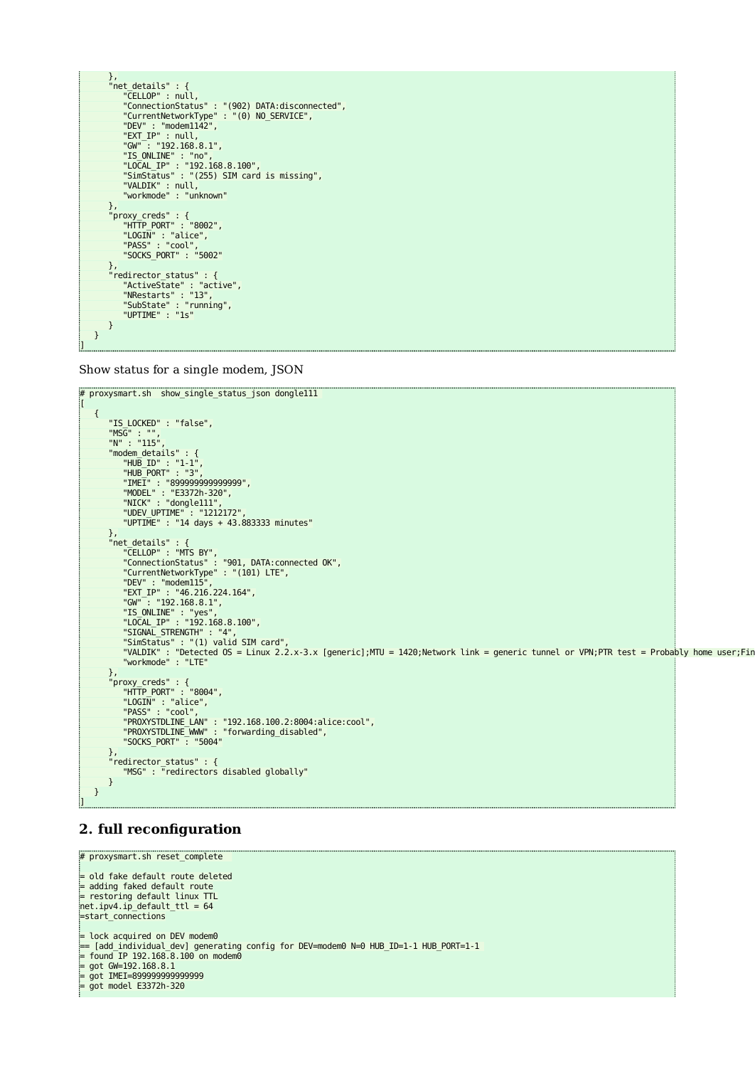```
      },
      "net_details" : {
         "CELLOP" : null,
         "ConnectionStatus" : "(902) DATA:disconnected",
         "CurrentNetworkType" : "(0) NO_SERVICE",
         "DEV" : "modem1142",
         "EXT_IP" : null,
         "GW" : "192.168.8.1",
         "IS_ONLINE" : "no",
         "LOCAL_IP" : "192.168.8.100",
         "SimStatus" : "(255) SIM card is missing",
         "VALDIK" : null,
         "workmode" : "unknown"
      },
      "proxy_creds" : {
         "HTTP_PORT" : "8002",
         "LOGIN" : "alice",
         "PASS" : "cool",
         "SOCKS_PORT" : "5002"
      },
      "redirector_status" : {
         "ActiveState" : "active",
         "NRestarts" : "13",
         "SubState" : "running",
         "UPTIME" : "1s"
      }
   }
]
```

Show status for a single modem, JSON

```
# proxysmart.sh  show_single_status_json dongle111
[
   {
      "IS_LOCKED" : "false",
      "MSG" : "",
      "N" : "115",
      "modem_details" : {
         "HUB_ID" : "1-1",
         "HUB_PORT" : "3",
         "IMEI" : "899999999999999",
         "MODEL" : "E3372h-320",
         "NICK" : "dongle111",
         "UDEV_UPTIME" : "1212172",
         "UPTIME" : "14 days + 43.883333 minutes"
      },
      "net_details" : {
         "CELLOP" : "MTS BY",
         "ConnectionStatus" : "901, DATA:connected OK",
         "CurrentNetworkType" : "(101) LTE",
         "DEV" : "modem115",
         "EXT_IP" : "46.216.224.164",
         "GW" : "192.168.8.1",
         "IS_ONLINE" : "yes",
         "LOCAL_IP" : "192.168.8.100",
         "SIGNAL_STRENGTH" : "4",
         "SimStatus" : "(1) valid SIM card",
         "VALDIK" : "Detected OS = Linux 2.2.x-3.x [generic];MTU = 1420;Network link = generic tunnel or VPN;PTR test = Probably home user;Fin
         "workmode" : "LTE"
      },
      "proxy_creds" : {
         "HTTP_PORT" : "8004",
         "LOGIN" : "alice",
         "PASS" : "cool",
         "PROXYSTDLINE_LAN" : "192.168.100.2:8004:alice:cool",
         "PROXYSTDLINE_WWW" : "forwarding_disabled",
         "SOCKS_PORT" : "5004"
      },
      "redirector_status" : {
         "MSG" : "redirectors disabled globally"
      }
   }
]
```

## 2. full reconfiguration

```
# proxysmart.sh reset_complete

= old fake default route deleted
= adding faked default route
= restoring default linux TTL
net.ipv4.ip_default_ttl = 64
=start_connections

= lock acquired on DEV modem0
== [add_individual_dev] generating config for DEV=modem0 N=0 HUB_ID=1-1 HUB_PORT=1-1
= found IP 192.168.8.100 on modem0
= got GW=192.168.8.1
= got IMEI=899999999999999
= got model E3372h-320
```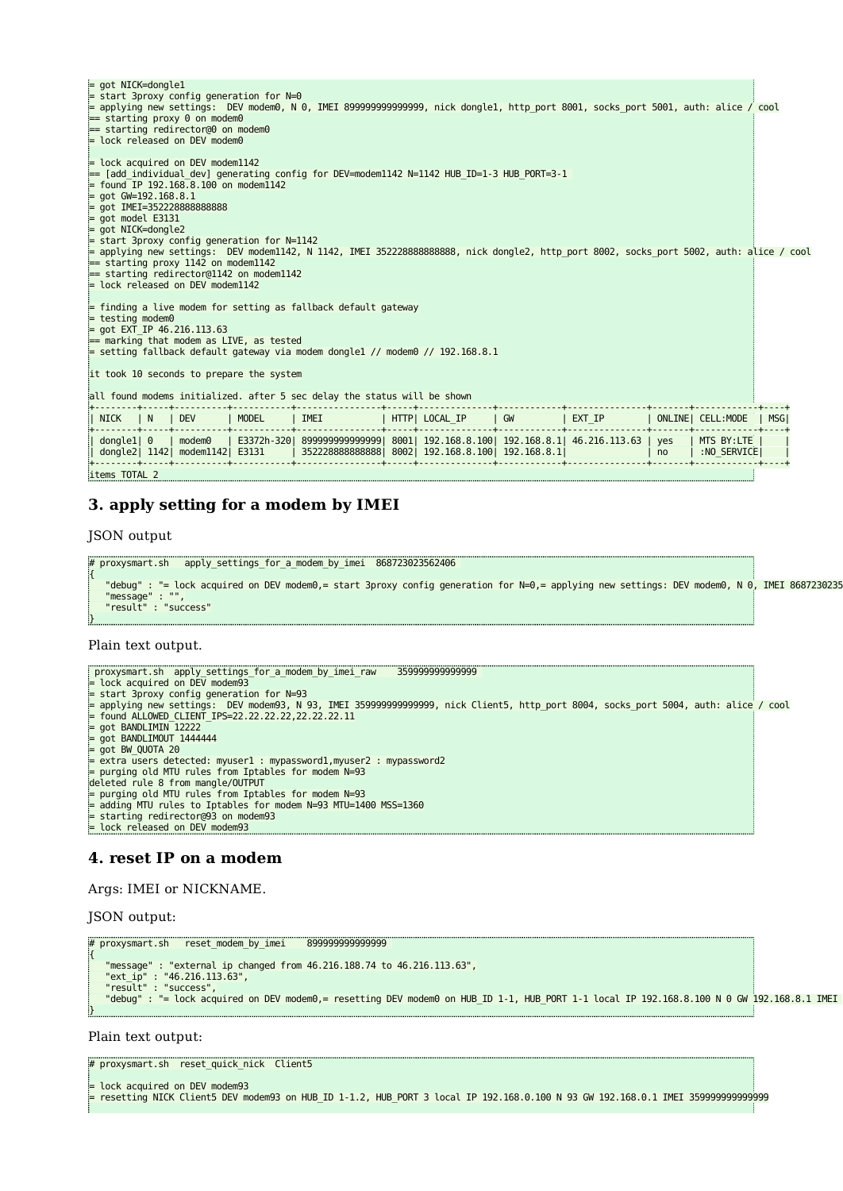```
= got NICK=dongle1
= start 3proxy config generation for N=0
= applying new settings:  DEV modem0, N 0, IMEI 899999999999999, nick dongle1, http_port 8001, socks_port 5001, auth: alice / cool
== starting proxy 0 on modem0
== starting redirector@0 on modem0
= lock released on DEV modem0

= lock acquired on DEV modem1142
== [add_individual_dev] generating config for DEV=modem1142 N=1142 HUB_ID=1-3 HUB_PORT=3-1
= found IP 192.168.8.100 on modem1142
= got GW=192.168.8.1
= got IMEI=352228888888888
= got model E3131
= got NICK=dongle2
= start 3proxy config generation for N=1142
= applying new settings:  DEV modem1142, N 1142, IMEI 352228888888888, nick dongle2, http_port 8002, socks_port 5002, auth: alice / cool
== starting proxy 1142 on modem1142
== starting redirector@1142 on modem1142
= lock released on DEV modem1142

= finding a live modem for setting as fallback default gateway
= testing modem0
= got EXT_IP 46.216.113.63
== marking that modem as LIVE, as tested
= setting fallback default gateway via modem dongle1 // modem0 // 192.168.8.1

it took 10 seconds to prepare the system

all found modems initialized. after 5 sec delay the status will be shown
+--------+-----+----------+-----------+----------------+-----+-------------+------------+--------------+-------+------------+----+
| NICK   | N   | DEV      | MODEL     | IMEI           | HTTP| LOCAL_IP    | GW         | EXT_IP       | ONLINE| CELL:MODE  | MSG|
+--------+-----+----------+-----------+----------------+-----+-------------+------------+--------------+-------+------------+----+
| dongle1| 0   | modem0   | E3372h-320| 899999999999999| 8001| 192.168.8.100| 192.168.8.1| 46.216.113.63 | yes   | MTS BY:LTE |    |
| dongle2| 1142| modem1142| E3131     | 352228888888888| 8002| 192.168.8.100| 192.168.8.1|              | no    | :NO_SERVICE|    |
+--------+-----+----------+-----------+----------------+-----+-------------+------------+--------------+-------+------------+----+
items TOTAL 2
```

### 3. apply setting for a modem by IMEI

JSON output

```
# proxysmart.sh   apply_settings_for_a_modem_by_imei  868723023562406
{
   "debug" : "= lock acquired on DEV modem0,= start 3proxy config generation for N=0,= applying new settings: DEV modem0, N 0, IMEI 8687230235
   "message" : "",
   "result" : "success"
}
```

Plain text output.

```
 proxysmart.sh  apply_settings_for_a_modem_by_imei_raw    359999999999999
= lock acquired on DEV modem93
= start 3proxy config generation for N=93
= applying new settings:  DEV modem93, N 93, IMEI 359999999999999, nick Client5, http_port 8004, socks_port 5004, auth: alice / cool
= found ALLOWED_CLIENT_IPS=22.22.22.22,22.22.22.11
= got BANDLIMIN 12222
= got BANDLIMOUT 1444444
= got BW_QUOTA 20
= extra users detected: myuser1 : mypassword1,myuser2 : mypassword2
= purging old MTU rules from Iptables for modem N=93
deleted rule 8 from mangle/OUTPUT
= purging old MTU rules from Iptables for modem N=93
= adding MTU rules to Iptables for modem N=93 MTU=1400 MSS=1360
= starting redirector@93 on modem93
= lock released on DEV modem93
```

### 4. reset IP on a modem

Args: IMEI or NICKNAME.

JSON output:

```
# proxysmart.sh   reset_modem_by_imei    899999999999999
{
   "message" : "external ip changed from 46.216.188.74 to 46.216.113.63",
   "ext_ip" : "46.216.113.63",
   "result" : "success",
   "debug" : "= lock acquired on DEV modem0,= resetting DEV modem0 on HUB_ID 1-1, HUB_PORT 1-1 local IP 192.168.8.100 N 0 GW 192.168.8.1 IMEI
}
```

Plain text output:

```
# proxysmart.sh  reset_quick_nick  Client5

= lock acquired on DEV modem93
= resetting NICK Client5 DEV modem93 on HUB_ID 1-1.2, HUB_PORT 3 local IP 192.168.0.100 N 93 GW 192.168.0.1 IMEI 359999999999999
```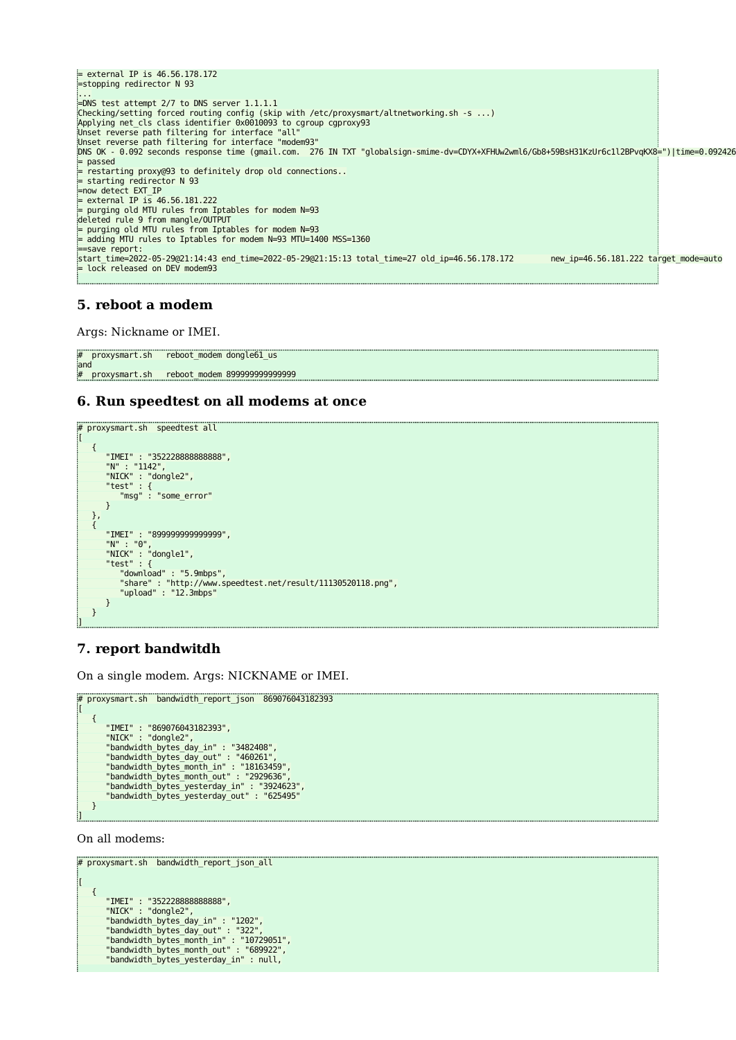```
= external IP is 46.56.178.172
=stopping redirector N 93
...
=DNS test attempt 2/7 to DNS server 1.1.1.1
Checking/setting forced routing config (skip with /etc/proxysmart/altnetworking.sh -s ...)
Applying net_cls class identifier 0x0010093 to cgroup cgproxy93
Unset reverse path filtering for interface "all"
Unset reverse path filtering for interface "modem93"
DNS OK - 0.092 seconds response time (gmail.com.  276 IN TXT "globalsign-smime-dv=CDYX+XFHUw2wml6/Gb8+59BsH31KzUr6c1l2BPvqKX8=")|time=0.092426
= passed
= restarting proxy@93 to definitely drop old connections..
= starting redirector N 93
=now detect EXT_IP
= external IP is 46.56.181.222
= purging old MTU rules from Iptables for modem N=93
deleted rule 9 from mangle/OUTPUT
= purging old MTU rules from Iptables for modem N=93
= adding MTU rules to Iptables for modem N=93 MTU=1400 MSS=1360
==save report:
start_time=2022-05-29@21:14:43 end_time=2022-05-29@21:15:13 total_time=27 old_ip=46.56.178.172        new_ip=46.56.181.222 target_mode=auto
= lock released on DEV modem93
```

### 5. reboot a modem

Args: Nickname or IMEI.

```
#  proxysmart.sh   reboot_modem dongle61_us
and
#  proxysmart.sh   reboot_modem 899999999999999
```

### 6. Run speedtest on all modems at once

```
# proxysmart.sh  speedtest all
[
   {
      "IMEI" : "352228888888888",
      "N" : "1142",
      "NICK" : "dongle2",
      "test" : {
         "msg" : "some_error"
      }
   },
   {
      "IMEI" : "899999999999999",
      "N" : "0",
      "NICK" : "dongle1",
      "test" : {
         "download" : "5.9mbps",
         "share" : "http://www.speedtest.net/result/11130520118.png",
         "upload" : "12.3mbps"
      }
   }
]
```

### 7. report bandwitdh

On a single modem. Args: NICKNAME or IMEI.

```
# proxysmart.sh  bandwidth_report_json  869076043182393
[
   {
      "IMEI" : "869076043182393",
      "NICK" : "dongle2",
      "bandwidth_bytes_day_in" : "3482408",
      "bandwidth_bytes_day_out" : "460261",
      "bandwidth_bytes_month_in" : "18163459",
      "bandwidth_bytes_month_out" : "2929636",
      "bandwidth_bytes_yesterday_in" : "3924623",
      "bandwidth_bytes_yesterday_out" : "625495"
   }
]
```

On all modems:

```
# proxysmart.sh  bandwidth_report_json_all

[
   {
      "IMEI" : "352228888888888",
      "NICK" : "dongle2",
      "bandwidth_bytes_day_in" : "1202",
      "bandwidth_bytes_day_out" : "322",
      "bandwidth_bytes_month_in" : "10729051",
      "bandwidth_bytes_month_out" : "689922",
      "bandwidth_bytes_yesterday_in" : null,
```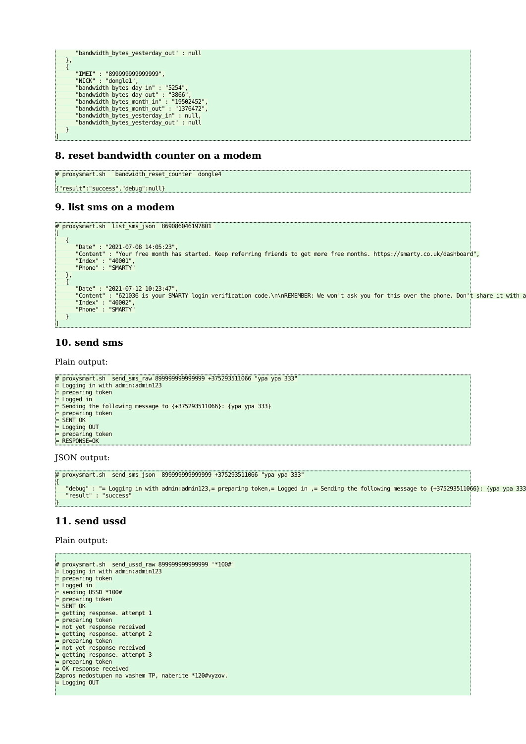```
      "bandwidth_bytes_yesterday_out" : null
   },
   {
      "IMEI" : "899999999999999",
      "NICK" : "dongle1",
      "bandwidth_bytes_day_in" : "5254",
      "bandwidth_bytes_day_out" : "3866",
      "bandwidth_bytes_month_in" : "19502452",
      "bandwidth_bytes_month_out" : "1376472",
      "bandwidth_bytes_yesterday_in" : null,
      "bandwidth_bytes_yesterday_out" : null
   }
]
```

### 8. reset bandwidth counter on a modem

```
# proxysmart.sh   bandwidth_reset_counter  dongle4

{"result":"success","debug":null}
```

### 9. list sms on a modem

```
# proxysmart.sh  list_sms_json  869086046197801
[
   {
      "Date" : "2021-07-08 14:05:23",
      "Content" : "Your free month has started. Keep referring friends to get more free months. https://smarty.co.uk/dashboard",
      "Index" : "40001",
      "Phone" : "SMARTY"
   },
   {
      "Date" : "2021-07-12 10:23:47",
      "Content" : "621036 is your SMARTY login verification code.\n\nREMEMBER: We won't ask you for this over the phone. Don't share it with a
      "Index" : "40002",
      "Phone" : "SMARTY"
   }
]
```

### 10. send sms

Plain output:

```
# proxysmart.sh  send_sms_raw 899999999999999 +375293511066 "ypa ypa 333"
= Logging in with admin:admin123
= preparing token
= Logged in
= Sending the following message to {+375293511066}: {ypa ypa 333}
= preparing token
= SENT OK
= Logging OUT
= preparing token
= RESPONSE=OK
```

JSON output:

```
# proxysmart.sh  send_sms_json  899999999999999 +375293511066 "ypa ypa 333"
{
   "debug" : "= Logging in with admin:admin123,= preparing token,= Logged in ,= Sending the following message to {+375293511066}: {ypa ypa 333
   "result" : "success"
}
```

### 11. send ussd

Plain output:

```

# proxysmart.sh  send_ussd_raw 899999999999999 '*100#'
= Logging in with admin:admin123
= preparing token
= Logged in
= sending USSD *100#
= preparing token
= SENT OK
= getting response. attempt 1
= preparing token
= not yet response received
= getting response. attempt 2
= preparing token
= not yet response received
= getting response. attempt 3
= preparing token
= OK response received
Zapros nedostupen na vashem TP, naberite *120#vyzov.
= Logging OUT

```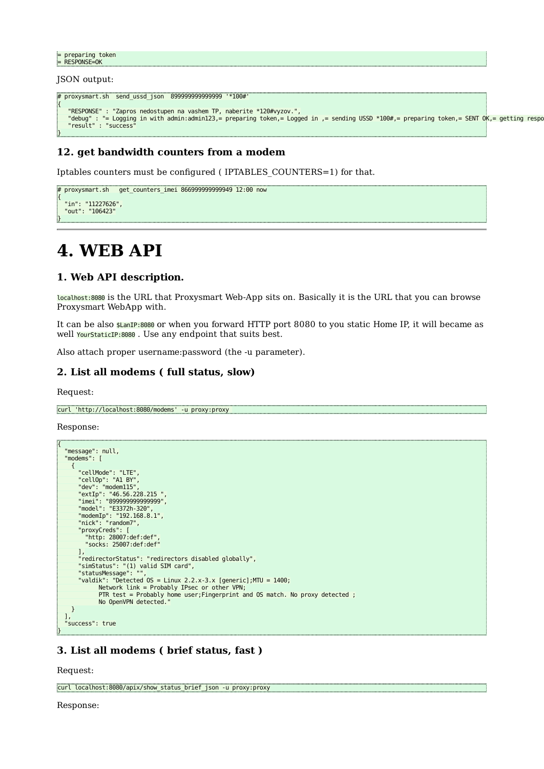```
= preparing token
= RESPONSE=OK
```

JSON output:

```
# proxysmart.sh  send_ussd_json  899999999999999 '*100#'
{
   "RESPONSE" : "Zapros nedostupen na vashem TP, naberite *120#vyzov.",
   "debug" : "= Logging in with admin:admin123,= preparing token,= Logged in ,= sending USSD *100#,= preparing token,= SENT OK,= getting respo
   "result" : "success"
}
```

### 12. get bandwidth counters from a modem

Iptables counters must be configured ( IPTABLES_COUNTERS=1) for that.

```
# proxysmart.sh   get_counters_imei 866999999999949 12:00 now
{
  "in": "11227626",
  "out": "106423"
}
```

---

# 4. WEB API

### 1. Web API description.

`localhost:8080` is the URL that Proxysmart Web-App sits on. Basically it is the URL that you can browse Proxysmart WebApp with.

It can be also `$LanIP:8080` or when you forward HTTP port 8080 to you static Home IP, it will became as well `YourStaticIP:8080` . Use any endpoint that suits best.

Also attach proper username:password (the -u parameter).

### 2. List all modems ( full status, slow)

Request:

```
curl 'http://localhost:8080/modems' -u proxy:proxy
```

Response:

```
{
  "message": null,
  "modems": [
    {
      "cellMode": "LTE",
      "cellOp": "A1 BY",
      "dev": "modem115",
      "extIp": "46.56.228.215 ",
      "imei": "899999999999999",
      "model": "E3372h-320",
      "modemIp": "192.168.8.1",
      "nick": "random7",
      "proxyCreds": [
        "http: 28007:def:def",
        "socks: 25007:def:def"
      ],
      "redirectorStatus": "redirectors disabled globally",
      "simStatus": "(1) valid SIM card",
      "statusMessage": "",
      "valdik": "Detected OS = Linux 2.2.x-3.x [generic];MTU = 1400;
            Network link = Probably IPsec or other VPN;
            PTR test = Probably home user;Fingerprint and OS match. No proxy detected ;
            No OpenVPN detected."
    }
  ],
  "success": true
}
```

### 3. List all modems ( brief status, fast )

Request:

```
curl localhost:8080/apix/show_status_brief_json -u proxy:proxy
```

Response: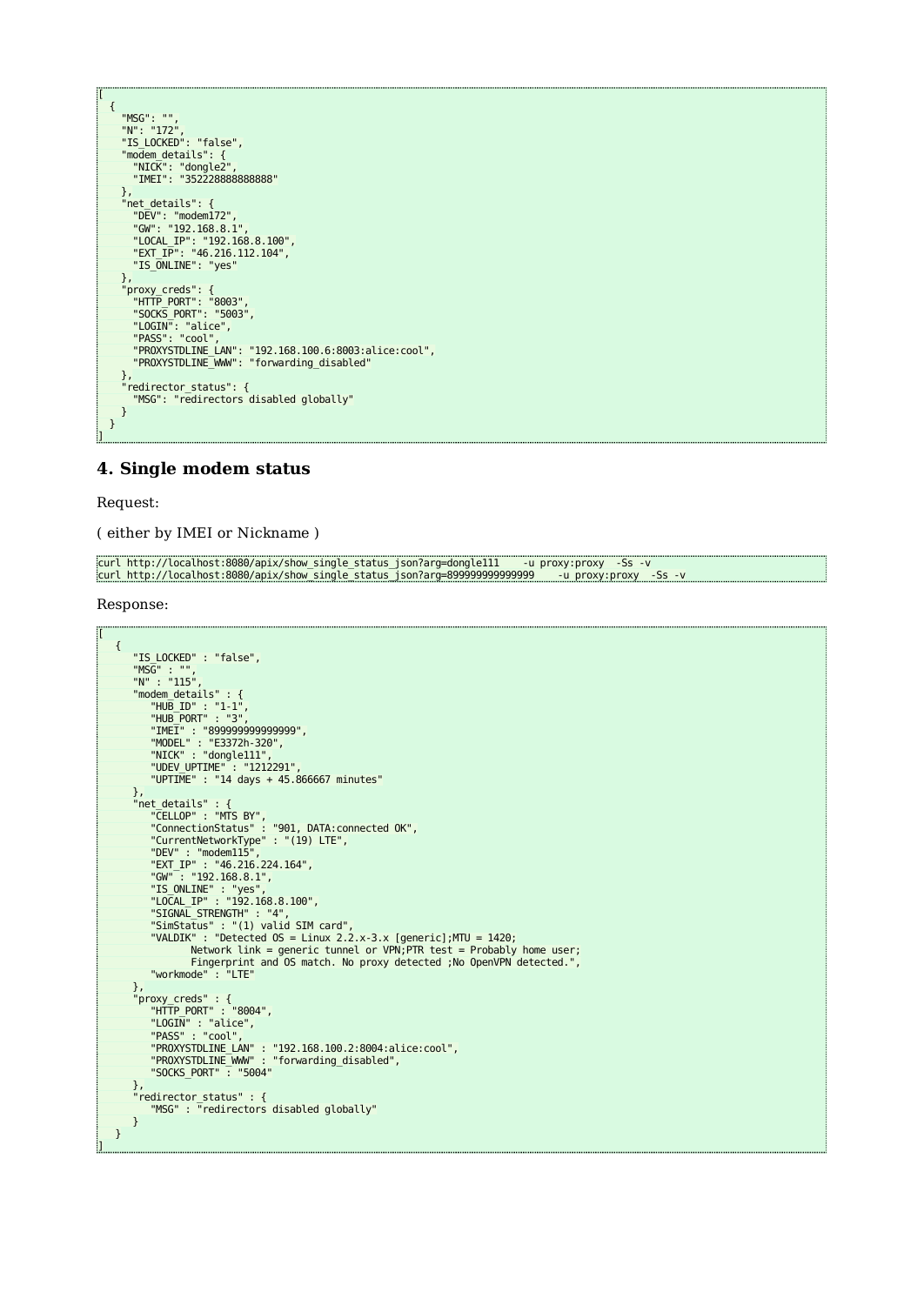```
[
  {
    "MSG": "",
    "N": "172",
    "IS_LOCKED": "false",
    "modem_details": {
      "NICK": "dongle2",
      "IMEI": "352228888888888"
    },
    "net_details": {
      "DEV": "modem172",
      "GW": "192.168.8.1",
      "LOCAL_IP": "192.168.8.100",
      "EXT_IP": "46.216.112.104",
      "IS_ONLINE": "yes"
    },
    "proxy_creds": {
      "HTTP_PORT": "8003",
      "SOCKS_PORT": "5003",
      "LOGIN": "alice",
      "PASS": "cool",
      "PROXYSTDLINE_LAN": "192.168.100.6:8003:alice:cool",
      "PROXYSTDLINE_WWW": "forwarding_disabled"
    },
    "redirector_status": {
      "MSG": "redirectors disabled globally"
    }
  }
]
```

### 4. Single modem status

Request:

( either by IMEI or Nickname )

```
curl http://localhost:8080/apix/show_single_status_json?arg=dongle111    -u proxy:proxy  -Ss -v
curl http://localhost:8080/apix/show_single_status_json?arg=899999999999999    -u proxy:proxy  -Ss -v
```

Response:

```
[
   {
      "IS_LOCKED" : "false",
      "MSG" : "",
      "N" : "115",
      "modem_details" : {
         "HUB_ID" : "1-1",
         "HUB_PORT" : "3",
         "IMEI" : "899999999999999",
         "MODEL" : "E3372h-320",
         "NICK" : "dongle111",
         "UDEV_UPTIME" : "1212291",
         "UPTIME" : "14 days + 45.866667 minutes"
      },
      "net_details" : {
         "CELLOP" : "MTS BY",
         "ConnectionStatus" : "901, DATA:connected OK",
         "CurrentNetworkType" : "(19) LTE",
         "DEV" : "modem115",
         "EXT_IP" : "46.216.224.164",
         "GW" : "192.168.8.1",
         "IS_ONLINE" : "yes",
         "LOCAL_IP" : "192.168.8.100",
         "SIGNAL_STRENGTH" : "4",
         "SimStatus" : "(1) valid SIM card",
         "VALDIK" : "Detected OS = Linux 2.2.x-3.x [generic];MTU = 1420;
               Network link = generic tunnel or VPN;PTR test = Probably home user;
               Fingerprint and OS match. No proxy detected ;No OpenVPN detected.",
         "workmode" : "LTE"
      },
      "proxy_creds" : {
         "HTTP_PORT" : "8004",
         "LOGIN" : "alice",
         "PASS" : "cool",
         "PROXYSTDLINE_LAN" : "192.168.100.2:8004:alice:cool",
         "PROXYSTDLINE_WWW" : "forwarding_disabled",
         "SOCKS_PORT" : "5004"
      },
      "redirector_status" : {
         "MSG" : "redirectors disabled globally"
      }
   }
]
```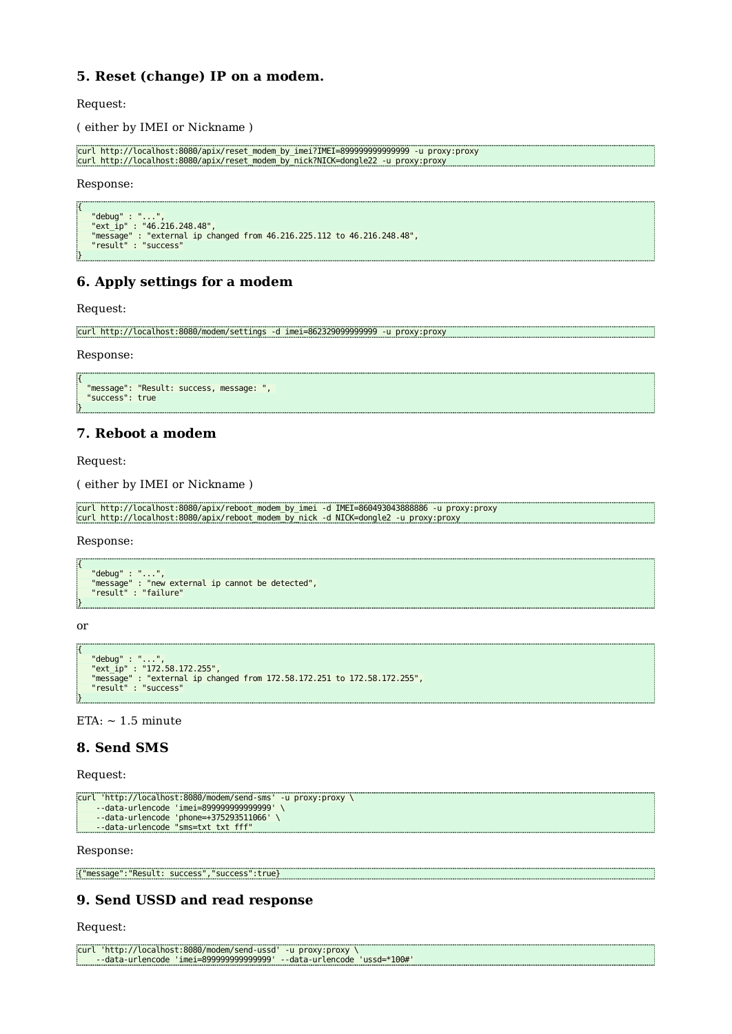## 5. Reset (change) IP on a modem.

Request:

( either by IMEI or Nickname )

```
curl http://localhost:8080/apix/reset_modem_by_imei?IMEI=899999999999999 -u proxy:proxy
curl http://localhost:8080/apix/reset_modem_by_nick?NICK=dongle22 -u proxy:proxy
```

Response:

```
{
   "debug" : "...",
   "ext_ip" : "46.216.248.48",
   "message" : "external ip changed from 46.216.225.112 to 46.216.248.48",
   "result" : "success"
}
```

## 6. Apply settings for a modem

Request:

```
curl http://localhost:8080/modem/settings -d imei=862329099999999 -u proxy:proxy
```

Response:

```
{
  "message": "Result: success, message: ",
  "success": true
}
```

## 7. Reboot a modem

Request:

( either by IMEI or Nickname )

```
curl http://localhost:8080/apix/reboot_modem_by_imei -d IMEI=860493043888886 -u proxy:proxy
curl http://localhost:8080/apix/reboot_modem_by_nick -d NICK=dongle2 -u proxy:proxy
```

Response:

```
{
   "debug" : "...",
   "message" : "new external ip cannot be detected",
   "result" : "failure"
}
```

or

```
{
   "debug" : "...",
   "ext_ip" : "172.58.172.255",
   "message" : "external ip changed from 172.58.172.251 to 172.58.172.255",
   "result" : "success"
}
```

ETA: ~ 1.5 minute

## 8. Send SMS

Request:

```
curl 'http://localhost:8080/modem/send-sms' -u proxy:proxy \
    --data-urlencode 'imei=899999999999999' \
    --data-urlencode 'phone=+375293511066' \
    --data-urlencode "sms=txt txt fff"
```

Response:

```
{"message":"Result: success","success":true}
```

## 9. Send USSD and read response

Request:

```
curl 'http://localhost:8080/modem/send-ussd' -u proxy:proxy \
    --data-urlencode 'imei=899999999999999' --data-urlencode 'ussd=*100#'
```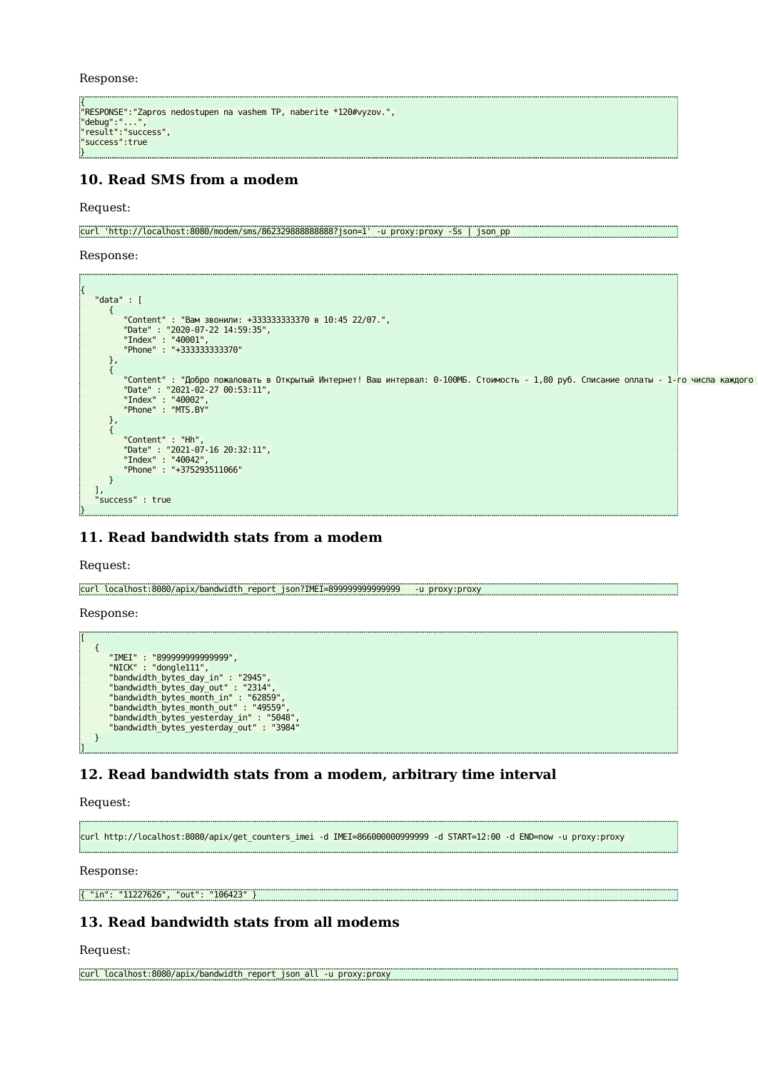Response:

```
{
"RESPONSE":"Zapros nedostupen na vashem TP, naberite *120#vyzov.",
"debug":"...",
"result":"success",
"success":true
}
```

### 10. Read SMS from a modem

Request:

```
curl 'http://localhost:8080/modem/sms/862329888888888?json=1' -u proxy:proxy -Ss | json_pp
```

Response:

```
{
   "data" : [
      {
         "Content" : "Вам звонили: +333333333370 в 10:45 22/07.",
         "Date" : "2020-07-22 14:59:35",
         "Index" : "40001",
         "Phone" : "+333333333370"
      },
      {
         "Content" : "Добро пожаловать в Открытый Интернет! Ваш интервал: 0-100МБ. Стоимость - 1,80 руб. Списание оплаты - 1-го числа каждого
         "Date" : "2021-02-27 00:53:11",
         "Index" : "40002",
         "Phone" : "MTS.BY"
      },
      {
         "Content" : "Hh",
         "Date" : "2021-07-16 20:32:11",
         "Index" : "40042",
         "Phone" : "+375293511066"
      }
   ],
   "success" : true
}
```

### 11. Read bandwidth stats from a modem

Request:

```
curl localhost:8080/apix/bandwidth_report_json?IMEI=899999999999999   -u proxy:proxy
```

Response:

```
[
   {
      "IMEI" : "899999999999999",
      "NICK" : "dongle111",
      "bandwidth_bytes_day_in" : "2945",
      "bandwidth_bytes_day_out" : "2314",
      "bandwidth_bytes_month_in" : "62859",
      "bandwidth_bytes_month_out" : "49559",
      "bandwidth_bytes_yesterday_in" : "5048",
      "bandwidth_bytes_yesterday_out" : "3984"
   }
]
```

### 12. Read bandwidth stats from a modem, arbitrary time interval

Request:

```
curl http://localhost:8080/apix/get_counters_imei -d IMEI=866000000999999 -d START=12:00 -d END=now -u proxy:proxy
```

Response:

```
{ "in": "11227626", "out": "106423" }
```

### 13. Read bandwidth stats from all modems

Request:

```
curl localhost:8080/apix/bandwidth_report_json_all -u proxy:proxy
```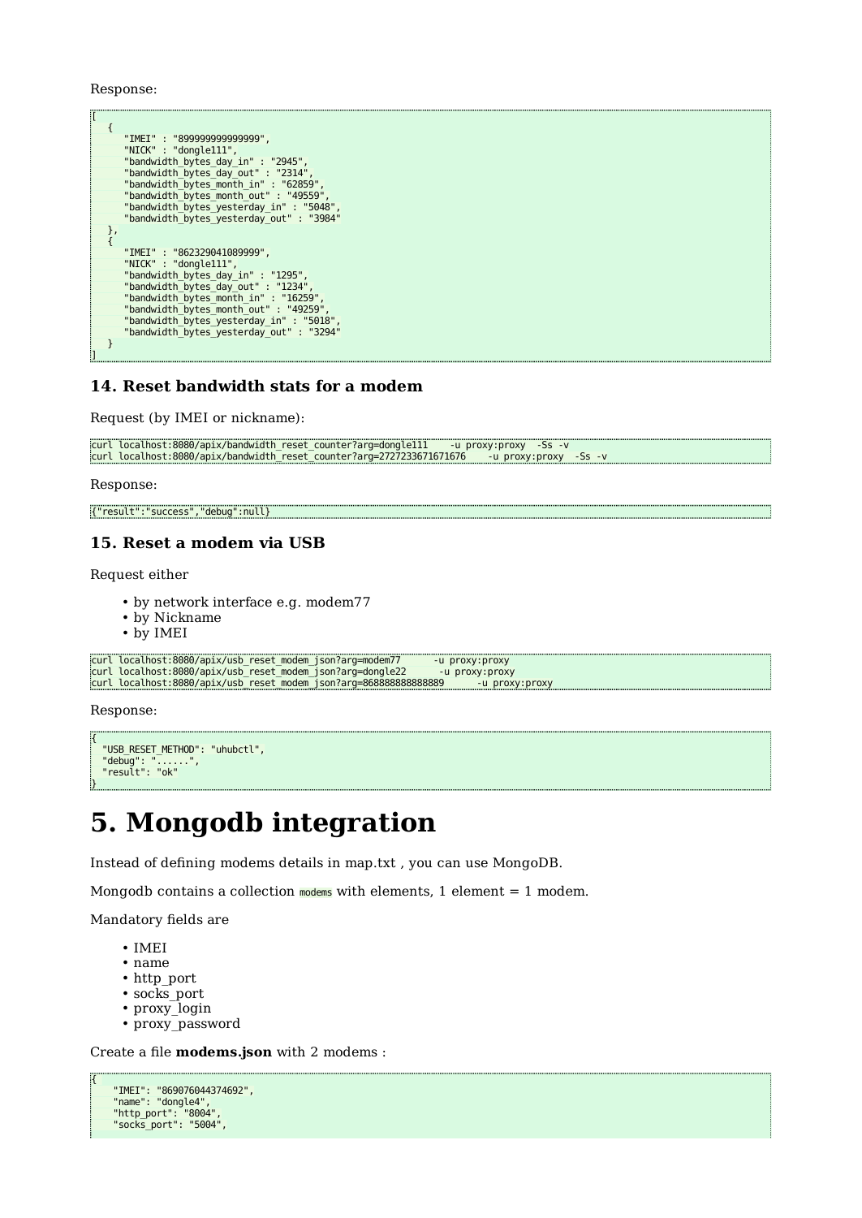Response:

```
[
   {
      "IMEI" : "899999999999999",
      "NICK" : "dongle111",
      "bandwidth_bytes_day_in" : "2945",
      "bandwidth_bytes_day_out" : "2314",
      "bandwidth_bytes_month_in" : "62859",
      "bandwidth_bytes_month_out" : "49559",
      "bandwidth_bytes_yesterday_in" : "5048",
      "bandwidth_bytes_yesterday_out" : "3984"
   },
   {
      "IMEI" : "862329041089999",
      "NICK" : "dongle111",
      "bandwidth_bytes_day_in" : "1295",
      "bandwidth_bytes_day_out" : "1234",
      "bandwidth_bytes_month_in" : "16259",
      "bandwidth_bytes_month_out" : "49259",
      "bandwidth_bytes_yesterday_in" : "5018",
      "bandwidth_bytes_yesterday_out" : "3294"
   }
]
```

### 14. Reset bandwidth stats for a modem

Request (by IMEI or nickname):

```
curl localhost:8080/apix/bandwidth_reset_counter?arg=dongle111    -u proxy:proxy  -Ss -v
curl localhost:8080/apix/bandwidth_reset_counter?arg=2727233671671676    -u proxy:proxy  -Ss -v
```

Response:

```
{"result":"success","debug":null}
```

### 15. Reset a modem via USB

Request either

- by network interface e.g. modem77
- by Nickname
- by IMEI

```
curl localhost:8080/apix/usb_reset_modem_json?arg=modem77      -u proxy:proxy
curl localhost:8080/apix/usb_reset_modem_json?arg=dongle22      -u proxy:proxy
curl localhost:8080/apix/usb_reset_modem_json?arg=868888888888889      -u proxy:proxy
```

Response:

```
{
  "USB_RESET_METHOD": "uhubctl",
  "debug": "......",
  "result": "ok"
}
```

# 5. Mongodb integration

Instead of defining modems details in map.txt , you can use MongoDB.

Mongodb contains a collection `modems` with elements, 1 element = 1 modem.

Mandatory fields are

- IMEI
- name
- http_port
- socks_port
- proxy_login
- proxy_password

Create a file **modems.json** with 2 modems :

```
{
    "IMEI": "869076044374692",
    "name": "dongle4",
    "http_port": "8004",
    "socks_port": "5004",
```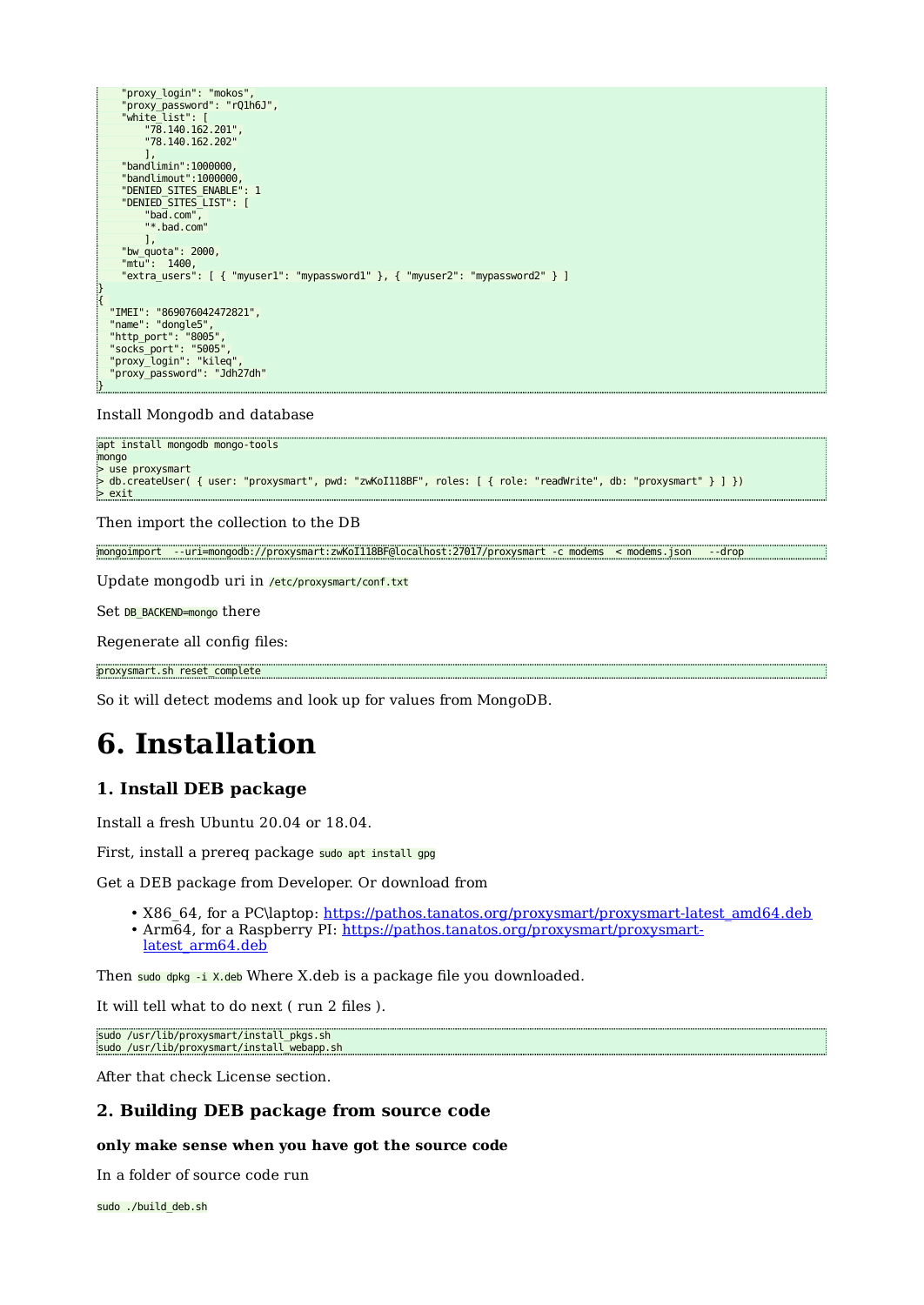```
    "proxy_login": "mokos",
    "proxy_password": "rQ1h6J",
    "white_list": [
        "78.140.162.201",
        "78.140.162.202"
        ],
    "bandlimin":1000000,
    "bandlimout":1000000,
    "DENIED_SITES_ENABLE": 1
    "DENIED_SITES_LIST": [
        "bad.com",
        "*.bad.com"
        ],
    "bw_quota": 2000,
    "mtu":  1400,
    "extra_users": [ { "myuser1": "mypassword1" }, { "myuser2": "mypassword2" } ]
}
{
  "IMEI": "869076042472821",
  "name": "dongle5",
  "http_port": "8005",
  "socks_port": "5005",
  "proxy_login": "kileq",
  "proxy_password": "Jdh27dh"
}
```

Install Mongodb and database

```
apt install mongodb mongo-tools
mongo
> use proxysmart
> db.createUser( { user: "proxysmart", pwd: "zwKoI118BF", roles: [ { role: "readWrite", db: "proxysmart" } ] })
> exit
```

Then import the collection to the DB

```
mongoimport  --uri=mongodb://proxysmart:zwKoI118BF@localhost:27017/proxysmart -c modems  < modems.json   --drop
```

Update mongodb uri in `/etc/proxysmart/conf.txt`

Set `DB_BACKEND=mongo` there

Regenerate all config files:

```
proxysmart.sh reset_complete
```

So it will detect modems and look up for values from MongoDB.

# 6. Installation

## 1. Install DEB package

Install a fresh Ubuntu 20.04 or 18.04.

First, install a prereq package `sudo apt install gpg`

Get a DEB package from Developer. Or download from

- X86_64, for a PC\laptop: https://pathos.tanatos.org/proxysmart/proxysmart-latest_amd64.deb
- Arm64, for a Raspberry PI: https://pathos.tanatos.org/proxysmart/proxysmart-latest_arm64.deb

Then `sudo dpkg -i X.deb` Where X.deb is a package file you downloaded.

It will tell what to do next ( run 2 files ).

```
sudo /usr/lib/proxysmart/install_pkgs.sh
sudo /usr/lib/proxysmart/install_webapp.sh
```

After that check License section.

## 2. Building DEB package from source code

**only make sense when you have got the source code**

In a folder of source code run

`sudo ./build_deb.sh`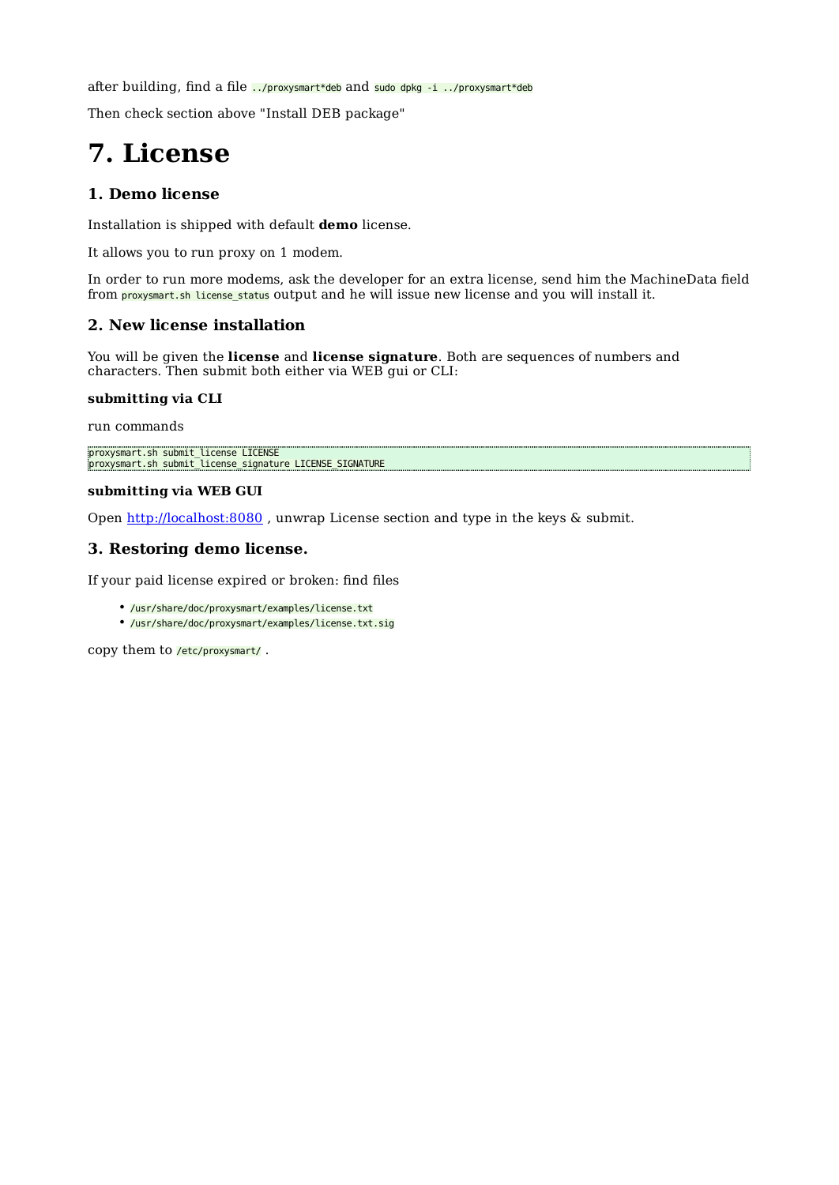after building, find a file `../proxysmart*deb` and `sudo dpkg -i ../proxysmart*deb`

Then check section above "Install DEB package"

# 7. License

### 1. Demo license

Installation is shipped with default **demo** license.

It allows you to run proxy on 1 modem.

In order to run more modems, ask the developer for an extra license, send him the MachineData field from `proxysmart.sh license_status` output and he will issue new license and you will install it.

### 2. New license installation

You will be given the **license** and **license signature**. Both are sequences of numbers and characters. Then submit both either via WEB gui or CLI:

#### submitting via CLI

run commands

```
proxysmart.sh submit_license LICENSE
proxysmart.sh submit_license_signature LICENSE_SIGNATURE
```

#### submitting via WEB GUI

Open [http://localhost:8080](http://localhost:8080) , unwrap License section and type in the keys & submit.

### 3. Restoring demo license.

If your paid license expired or broken: find files

- `/usr/share/doc/proxysmart/examples/license.txt`
- `/usr/share/doc/proxysmart/examples/license.txt.sig`

copy them to `/etc/proxysmart/` .